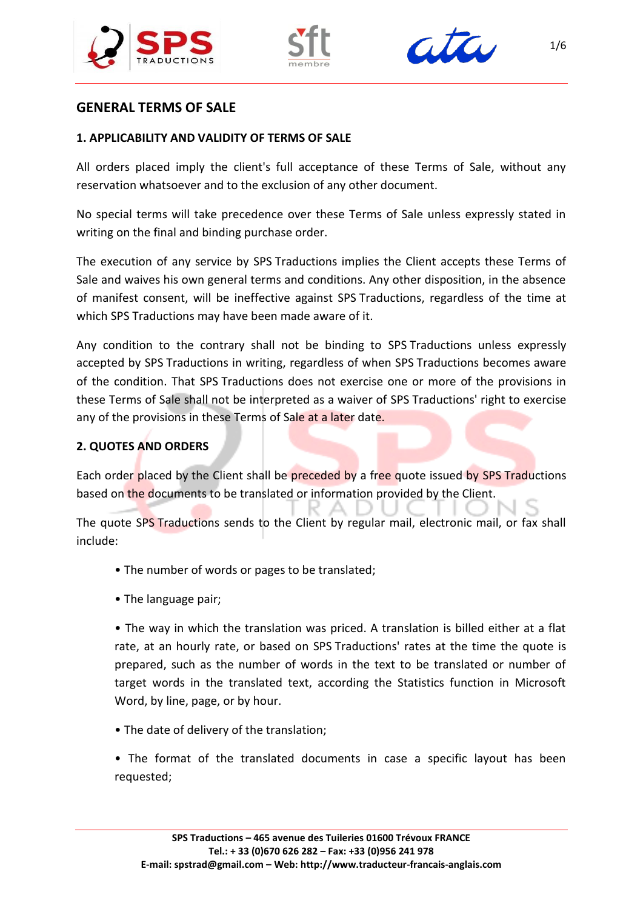# GENERAL TERMS OF SALE

## 1. APPLICABILITY AND VALIDITY OF TERMS OF SALE

All orders placed imply the client's full acceptance of these Terms of Sale, without any reservation whatsoever and to the exclusion of any other document.

No special terms will take precedence over these Terms of Sale unless expressly stated in writing on the final and binding purchase order.

The execution of any service by SPS Traductions implies the Client accepts these Terms of Sale and waives his own general terms and conditions. Any other disposition, in the absence of manifest consent, will be ineffective against SPS Traductions, regardless of the time at which SPS Traductions may have been made aware of it.

Any condition to the contrary shall not be binding to SPS Traductions unless expressly accepted by SPS Traductions in writing, regardless of when SPS Traductions becomes aware of the condition. That SPS Traductions does not exercise one or more of the provisions in these Terms of Sale shall not be interpreted as a waiver of SPS Traductions' right to exercise any of the provisions in these Terms of Sale at a later date.

## 2. QUOTES AND ORDERS

Each order placed by the Client shall be preceded by a free quote issued by SPS Traductions based on the documents to be translated or information provided by the Client.

The quote SPS Traductions sends to the Client by regular mail, electronic mail, or fax shall include:

- The number of words or pages to be translated;
- The language pair;
- The way in which the translation was priced. A translation is billed either at a flat rate, at an hourly rate, or based on SPS Traductions' rates at the time the quote is prepared, such as the number of words in the text to be translated or number of target words in the translated text, according the Statistics function in Microsoft Word, by line, page, or by hour.
- The date of delivery of the translation;
- The format of the translated documents in case a specific layout has been requested;

SPS Traductions – 465 avenue des Tuileries 01600 Trévoux FRANCE
Tel.: + 33 (0)670 626 282 – Fax: +33 (0)956 241 978
E-mail: spstrad@gmail.com – Web: http://www.traducteur-francais-anglais.com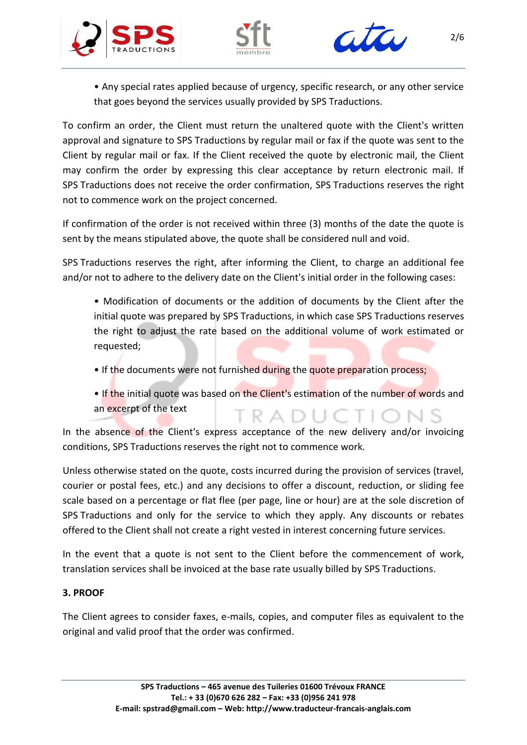- Any special rates applied because of urgency, specific research, or any other service that goes beyond the services usually provided by SPS Traductions.

To confirm an order, the Client must return the unaltered quote with the Client's written approval and signature to SPS Traductions by regular mail or fax if the quote was sent to the Client by regular mail or fax. If the Client received the quote by electronic mail, the Client may confirm the order by expressing this clear acceptance by return electronic mail. If SPS Traductions does not receive the order confirmation, SPS Traductions reserves the right not to commence work on the project concerned.

If confirmation of the order is not received within three (3) months of the date the quote is sent by the means stipulated above, the quote shall be considered null and void.

SPS Traductions reserves the right, after informing the Client, to charge an additional fee and/or not to adhere to the delivery date on the Client's initial order in the following cases:

- Modification of documents or the addition of documents by the Client after the initial quote was prepared by SPS Traductions, in which case SPS Traductions reserves the right to adjust the rate based on the additional volume of work estimated or requested;
- If the documents were not furnished during the quote preparation process;
- If the initial quote was based on the Client's estimation of the number of words and an excerpt of the text

In the absence of the Client's express acceptance of the new delivery and/or invoicing conditions, SPS Traductions reserves the right not to commence work.

Unless otherwise stated on the quote, costs incurred during the provision of services (travel, courier or postal fees, etc.) and any decisions to offer a discount, reduction, or sliding fee scale based on a percentage or flat flee (per page, line or hour) are at the sole discretion of SPS Traductions and only for the service to which they apply. Any discounts or rebates offered to the Client shall not create a right vested in interest concerning future services.

In the event that a quote is not sent to the Client before the commencement of work, translation services shall be invoiced at the base rate usually billed by SPS Traductions.

**3. PROOF**

The Client agrees to consider faxes, e-mails, copies, and computer files as equivalent to the original and valid proof that the order was confirmed.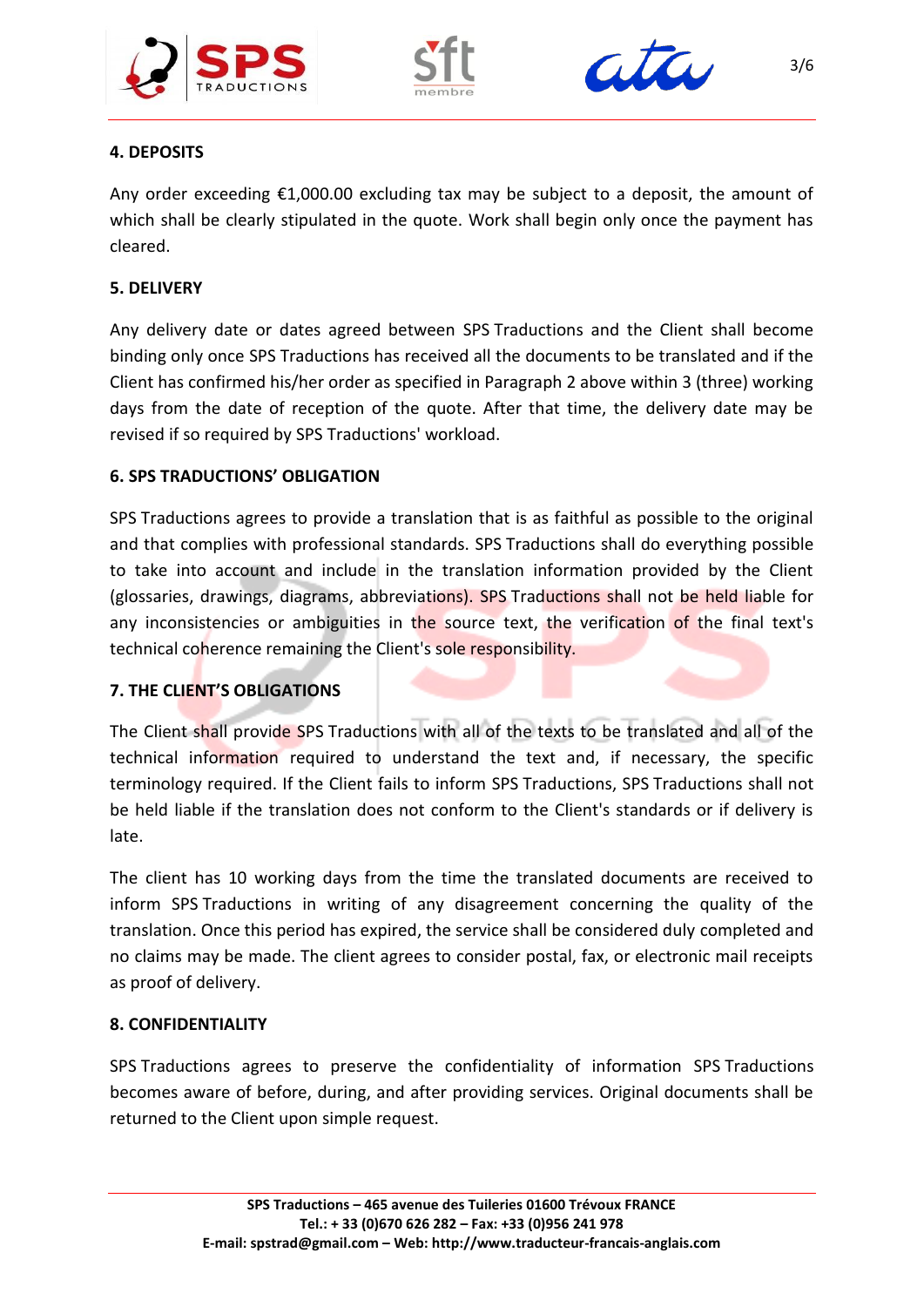## 4. DEPOSITS

Any order exceeding €1,000.00 excluding tax may be subject to a deposit, the amount of which shall be clearly stipulated in the quote. Work shall begin only once the payment has cleared.

## 5. DELIVERY

Any delivery date or dates agreed between SPS Traductions and the Client shall become binding only once SPS Traductions has received all the documents to be translated and if the Client has confirmed his/her order as specified in Paragraph 2 above within 3 (three) working days from the date of reception of the quote. After that time, the delivery date may be revised if so required by SPS Traductions' workload.

## 6. SPS TRADUCTIONS' OBLIGATION

SPS Traductions agrees to provide a translation that is as faithful as possible to the original and that complies with professional standards. SPS Traductions shall do everything possible to take into account and include in the translation information provided by the Client (glossaries, drawings, diagrams, abbreviations). SPS Traductions shall not be held liable for any inconsistencies or ambiguities in the source text, the verification of the final text's technical coherence remaining the Client's sole responsibility.

## 7. THE CLIENT'S OBLIGATIONS

The Client shall provide SPS Traductions with all of the texts to be translated and all of the technical information required to understand the text and, if necessary, the specific terminology required. If the Client fails to inform SPS Traductions, SPS Traductions shall not be held liable if the translation does not conform to the Client's standards or if delivery is late.

The client has 10 working days from the time the translated documents are received to inform SPS Traductions in writing of any disagreement concerning the quality of the translation. Once this period has expired, the service shall be considered duly completed and no claims may be made. The client agrees to consider postal, fax, or electronic mail receipts as proof of delivery.

## 8. CONFIDENTIALITY

SPS Traductions agrees to preserve the confidentiality of information SPS Traductions becomes aware of before, during, and after providing services. Original documents shall be returned to the Client upon simple request.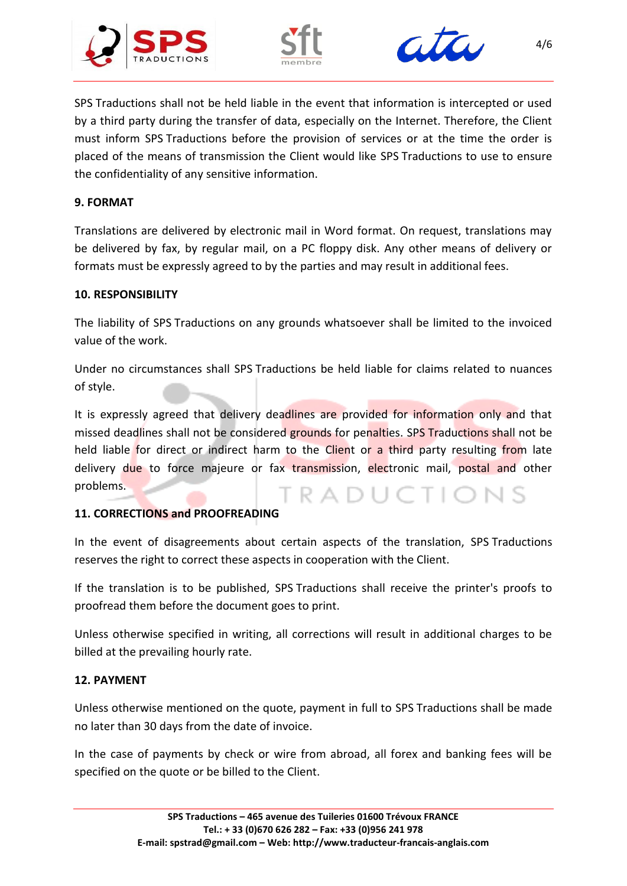SPS Traductions shall not be held liable in the event that information is intercepted or used by a third party during the transfer of data, especially on the Internet. Therefore, the Client must inform SPS Traductions before the provision of services or at the time the order is placed of the means of transmission the Client would like SPS Traductions to use to ensure the confidentiality of any sensitive information.

**9. FORMAT**

Translations are delivered by electronic mail in Word format. On request, translations may be delivered by fax, by regular mail, on a PC floppy disk. Any other means of delivery or formats must be expressly agreed to by the parties and may result in additional fees.

**10. RESPONSIBILITY**

The liability of SPS Traductions on any grounds whatsoever shall be limited to the invoiced value of the work.

Under no circumstances shall SPS Traductions be held liable for claims related to nuances of style.

It is expressly agreed that delivery deadlines are provided for information only and that missed deadlines shall not be considered grounds for penalties. SPS Traductions shall not be held liable for direct or indirect harm to the Client or a third party resulting from late delivery due to force majeure or fax transmission, electronic mail, postal and other problems.

**11. CORRECTIONS and PROOFREADING**

In the event of disagreements about certain aspects of the translation, SPS Traductions reserves the right to correct these aspects in cooperation with the Client.

If the translation is to be published, SPS Traductions shall receive the printer's proofs to proofread them before the document goes to print.

Unless otherwise specified in writing, all corrections will result in additional charges to be billed at the prevailing hourly rate.

**12. PAYMENT**

Unless otherwise mentioned on the quote, payment in full to SPS Traductions shall be made no later than 30 days from the date of invoice.

In the case of payments by check or wire from abroad, all forex and banking fees will be specified on the quote or be billed to the Client.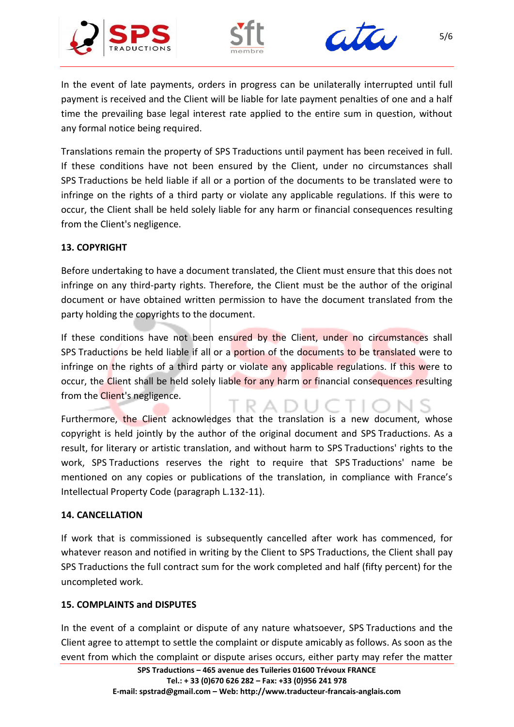In the event of late payments, orders in progress can be unilaterally interrupted until full payment is received and the Client will be liable for late payment penalties of one and a half time the prevailing base legal interest rate applied to the entire sum in question, without any formal notice being required.

Translations remain the property of SPS Traductions until payment has been received in full. If these conditions have not been ensured by the Client, under no circumstances shall SPS Traductions be held liable if all or a portion of the documents to be translated were to infringe on the rights of a third party or violate any applicable regulations. If this were to occur, the Client shall be held solely liable for any harm or financial consequences resulting from the Client's negligence.

**13. COPYRIGHT**

Before undertaking to have a document translated, the Client must ensure that this does not infringe on any third-party rights. Therefore, the Client must be the author of the original document or have obtained written permission to have the document translated from the party holding the copyrights to the document.

If these conditions have not been ensured by the Client, under no circumstances shall SPS Traductions be held liable if all or a portion of the documents to be translated were to infringe on the rights of a third party or violate any applicable regulations. If this were to occur, the Client shall be held solely liable for any harm or financial consequences resulting from the Client's negligence.

Furthermore, the Client acknowledges that the translation is a new document, whose copyright is held jointly by the author of the original document and SPS Traductions. As a result, for literary or artistic translation, and without harm to SPS Traductions' rights to the work, SPS Traductions reserves the right to require that SPS Traductions' name be mentioned on any copies or publications of the translation, in compliance with France's Intellectual Property Code (paragraph L.132-11).

**14. CANCELLATION**

If work that is commissioned is subsequently cancelled after work has commenced, for whatever reason and notified in writing by the Client to SPS Traductions, the Client shall pay SPS Traductions the full contract sum for the work completed and half (fifty percent) for the uncompleted work.

**15. COMPLAINTS and DISPUTES**

In the event of a complaint or dispute of any nature whatsoever, SPS Traductions and the Client agree to attempt to settle the complaint or dispute amicably as follows. As soon as the event from which the complaint or dispute arises occurs, either party may refer the matter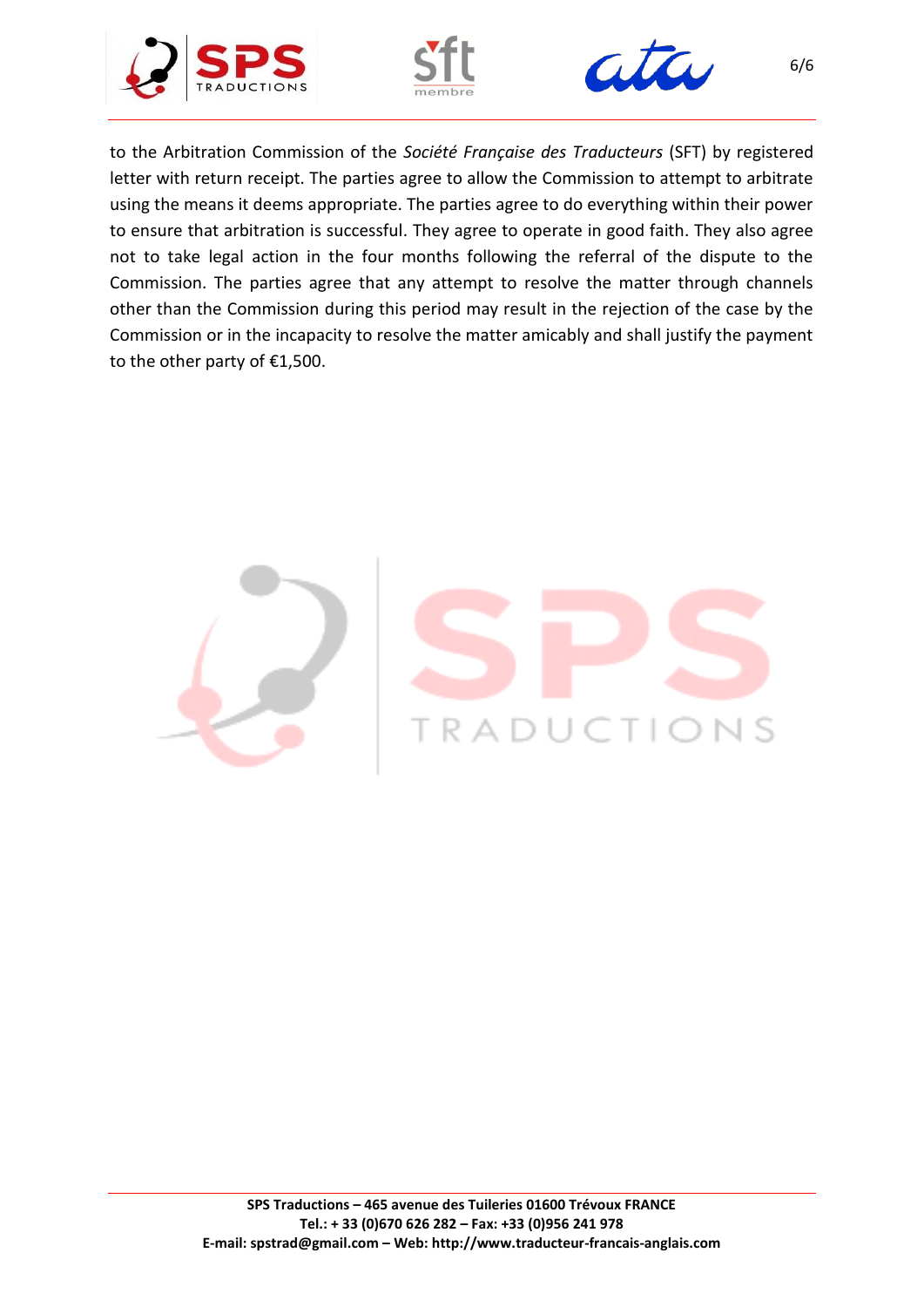to the Arbitration Commission of the *Société Française des Traducteurs* (SFT) by registered letter with return receipt. The parties agree to allow the Commission to attempt to arbitrate using the means it deems appropriate. The parties agree to do everything within their power to ensure that arbitration is successful. They agree to operate in good faith. They also agree not to take legal action in the four months following the referral of the dispute to the Commission. The parties agree that any attempt to resolve the matter through channels other than the Commission during this period may result in the rejection of the case by the Commission or in the incapacity to resolve the matter amicably and shall justify the payment to the other party of €1,500.